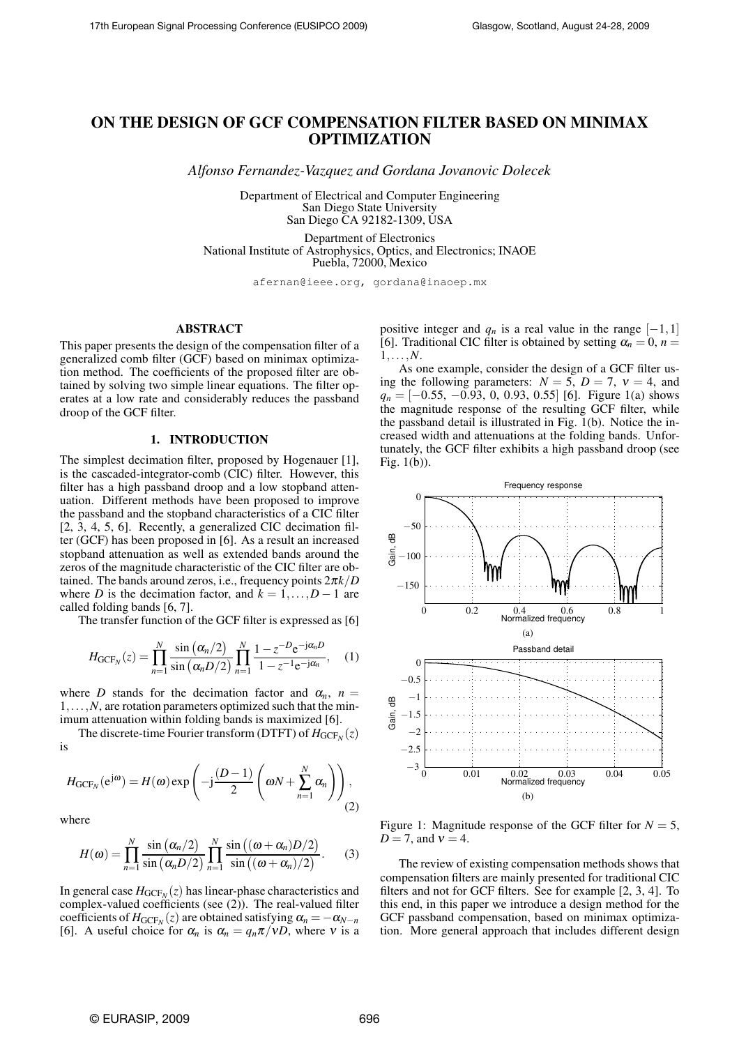# ON THE DESIGN OF GCF COMPENSATION FILTER BASED ON MINIMAX OPTIMIZATION

*Alfonso Fernandez-Vazquez and Gordana Jovanovic Dolecek*

Department of Electrical and Computer Engineering
San Diego State University
San Diego CA 92182-1309, USA

Department of Electronics
National Institute of Astrophysics, Optics, and Electronics; INAOE
Puebla, 72000, Mexico

afernan@ieee.org, gordana@inaoep.mx

## ABSTRACT

This paper presents the design of the compensation filter of a generalized comb filter (GCF) based on minimax optimization method. The coefficients of the proposed filter are obtained by solving two simple linear equations. The filter operates at a low rate and considerably reduces the passband droop of the GCF filter.

## 1. INTRODUCTION

The simplest decimation filter, proposed by Hogenauer [1], is the cascaded-integrator-comb (CIC) filter. However, this filter has a high passband droop and a low stopband attenuation. Different methods have been proposed to improve the passband and the stopband characteristics of a CIC filter [2, 3, 4, 5, 6]. Recently, a generalized CIC decimation filter (GCF) has been proposed in [6]. As a result an increased stopband attenuation as well as extended bands around the zeros of the magnitude characteristic of the CIC filter are obtained. The bands around zeros, i.e., frequency points $2\pi k/D$ where $D$ is the decimation factor, and $k = 1,\ldots,D-1$ are called folding bands [6, 7].

The transfer function of the GCF filter is expressed as [6]

$$H_{\mathrm{GCF}_N}(z) = \prod_{n=1}^{N} \frac{\sin(\alpha_n/2)}{\sin(\alpha_n D/2)} \prod_{n=1}^{N} \frac{1-z^{-D}\mathrm{e}^{-\mathrm{j}\alpha_n D}}{1-z^{-1}\mathrm{e}^{-\mathrm{j}\alpha_n}}, \quad (1)$$

where $D$ stands for the decimation factor and $\alpha_n$, $n = 1,\ldots,N$, are rotation parameters optimized such that the minimum attenuation within folding bands is maximized [6].

The discrete-time Fourier transform (DTFT) of $H_{\mathrm{GCF}_N}(z)$ is

$$H_{\mathrm{GCF}_N}(\mathrm{e}^{\mathrm{j}\omega}) = H(\omega)\exp\left(-\mathrm{j}\frac{(D-1)}{2}\left(\omega N + \sum_{n=1}^{N}\alpha_n\right)\right), \quad (2)$$

where

$$H(\omega) = \prod_{n=1}^{N} \frac{\sin(\alpha_n/2)}{\sin(\alpha_n D/2)} \prod_{n=1}^{N} \frac{\sin((\omega+\alpha_n)D/2)}{\sin((\omega+\alpha_n)/2)}. \quad (3)$$

In general case $H_{\mathrm{GCF}_N}(z)$ has linear-phase characteristics and complex-valued coefficients (see (2)). The real-valued filter coefficients of $H_{\mathrm{GCF}_N}(z)$ are obtained satisfying $\alpha_n = -\alpha_{N-n}$ [6]. A useful choice for $\alpha_n$ is $\alpha_n = q_n\pi/\nu D$, where $\nu$ is a positive integer and $q_n$ is a real value in the range $[-1,1]$ [6]. Traditional CIC filter is obtained by setting $\alpha_n = 0$, $n = 1,\ldots,N$.

As one example, consider the design of a GCF filter using the following parameters: $N = 5$, $D = 7$, $\nu = 4$, and $q_n = [-0.55, -0.93, 0, 0.93, 0.55]$ [6]. Figure 1(a) shows the magnitude response of the resulting GCF filter, while the passband detail is illustrated in Fig. 1(b). Notice the increased width and attenuations at the folding bands. Unfortunately, the GCF filter exhibits a high passband droop (see Fig. 1(b)).

Figure 1: Magnitude response of the GCF filter for $N = 5$, $D = 7$, and $\nu = 4$.

The review of existing compensation methods shows that compensation filters are mainly presented for traditional CIC filters and not for GCF filters. See for example [2, 3, 4]. To this end, in this paper we introduce a design method for the GCF passband compensation, based on minimax optimization. More general approach that includes different design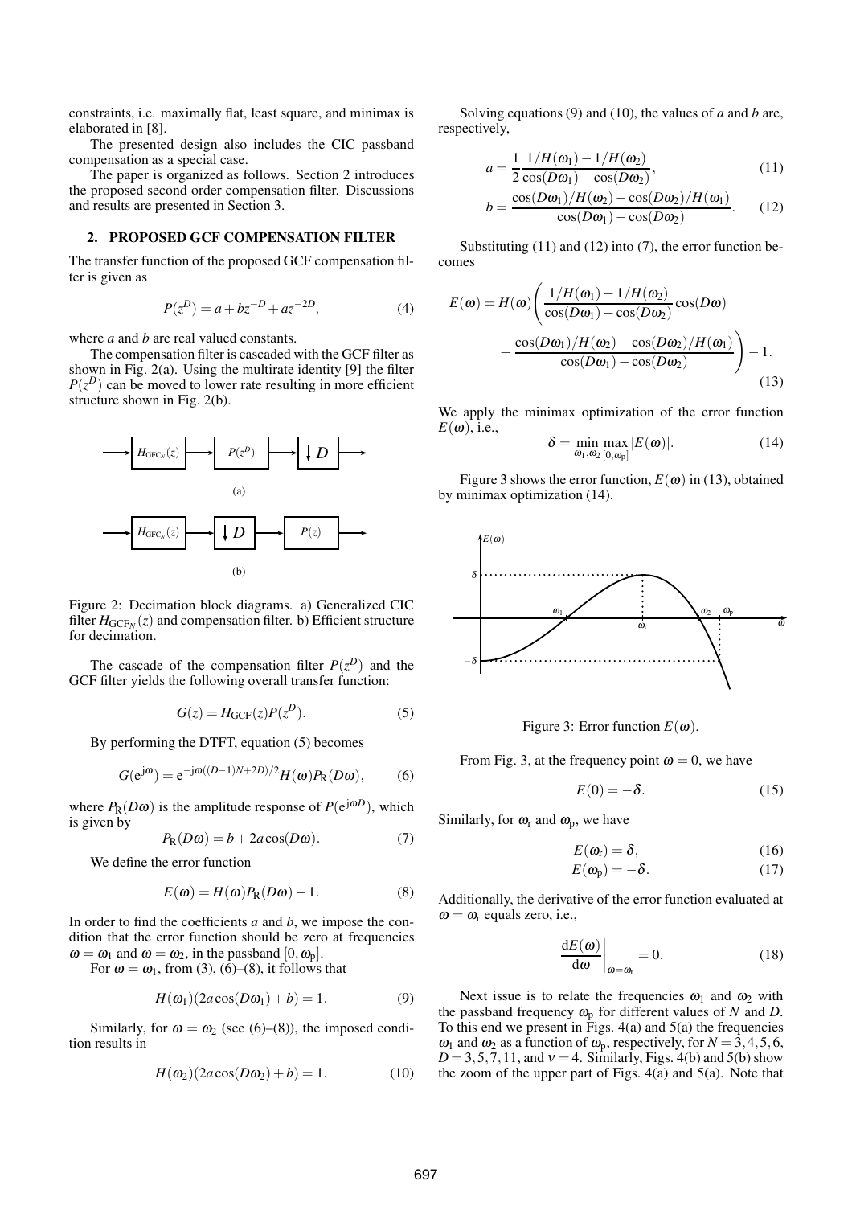constraints, i.e. maximally flat, least square, and minimax is elaborated in [8].

The presented design also includes the CIC passband compensation as a special case.

The paper is organized as follows. Section 2 introduces the proposed second order compensation filter. Discussions and results are presented in Section 3.

## 2. PROPOSED GCF COMPENSATION FILTER

The transfer function of the proposed GCF compensation filter is given as

$$P(z^D) = a + bz^{-D} + az^{-2D}, \tag{4}$$

where $a$ and $b$ are real valued constants.

The compensation filter is cascaded with the GCF filter as shown in Fig. 2(a). Using the multirate identity [9] the filter $P(z^D)$ can be moved to lower rate resulting in more efficient structure shown in Fig. 2(b).

Figure 2: Decimation block diagrams. a) Generalized CIC filter $H_{\mathrm{GCF}_N}(z)$ and compensation filter. b) Efficient structure for decimation.

The cascade of the compensation filter $P(z^D)$ and the GCF filter yields the following overall transfer function:

$$G(z) = H_{\mathrm{GCF}}(z)P(z^D). \tag{5}$$

By performing the DTFT, equation (5) becomes

$$G(e^{j\omega}) = e^{-j\omega((D-1)N+2D)/2}H(\omega)P_{\mathrm{R}}(D\omega), \tag{6}$$

where $P_{\mathrm{R}}(D\omega)$ is the amplitude response of $P(e^{j\omega D})$, which is given by

$$P_{\mathrm{R}}(D\omega) = b + 2a\cos(D\omega). \tag{7}$$

We define the error function

$$E(\omega) = H(\omega)P_{\mathrm{R}}(D\omega) - 1. \tag{8}$$

In order to find the coefficients $a$ and $b$, we impose the condition that the error function should be zero at frequencies $\omega = \omega_1$ and $\omega = \omega_2$, in the passband $[0, \omega_{\mathrm{p}}]$.

For $\omega = \omega_1$, from (3), (6)–(8), it follows that

$$H(\omega_1)(2a\cos(D\omega_1) + b) = 1. \tag{9}$$

Similarly, for $\omega = \omega_2$ (see (6)–(8)), the imposed condition results in

$$H(\omega_2)(2a\cos(D\omega_2) + b) = 1. \tag{10}$$

Solving equations (9) and (10), the values of $a$ and $b$ are, respectively,

$$a = \frac{1}{2}\frac{1/H(\omega_1) - 1/H(\omega_2)}{\cos(D\omega_1) - \cos(D\omega_2)}, \tag{11}$$

$$b = \frac{\cos(D\omega_1)/H(\omega_2) - \cos(D\omega_2)/H(\omega_1)}{\cos(D\omega_1) - \cos(D\omega_2)}. \tag{12}$$

Substituting (11) and (12) into (7), the error function becomes

$$E(\omega) = H(\omega)\left(\frac{1/H(\omega_1) - 1/H(\omega_2)}{\cos(D\omega_1) - \cos(D\omega_2)}\cos(D\omega) + \frac{\cos(D\omega_1)/H(\omega_2) - \cos(D\omega_2)/H(\omega_1)}{\cos(D\omega_1) - \cos(D\omega_2)}\right) - 1. \tag{13}$$

We apply the minimax optimization of the error function $E(\omega)$, i.e.,

$$\delta = \min_{\omega_1,\omega_2} \max_{[0,\omega_{\mathrm{p}}]} |E(\omega)|. \tag{14}$$

Figure 3 shows the error function, $E(\omega)$ in (13), obtained by minimax optimization (14).

Figure 3: Error function $E(\omega)$.

From Fig. 3, at the frequency point $\omega = 0$, we have

$$E(0) = -\delta. \tag{15}$$

Similarly, for $\omega_{\mathrm{r}}$ and $\omega_{\mathrm{p}}$, we have

$$E(\omega_{\mathrm{r}}) = \delta, \tag{16}$$

$$E(\omega_{\mathrm{p}}) = -\delta. \tag{17}$$

Additionally, the derivative of the error function evaluated at $\omega = \omega_{\mathrm{r}}$ equals zero, i.e.,

$$\left.\frac{\mathrm{d}E(\omega)}{\mathrm{d}\omega}\right|_{\omega=\omega_{\mathrm{r}}} = 0. \tag{18}$$

Next issue is to relate the frequencies $\omega_1$ and $\omega_2$ with the passband frequency $\omega_{\mathrm{p}}$ for different values of $N$ and $D$. To this end we present in Figs. 4(a) and 5(a) the frequencies $\omega_1$ and $\omega_2$ as a function of $\omega_{\mathrm{p}}$, respectively, for $N = 3, 4, 5, 6$, $D = 3, 5, 7, 11$, and $\nu = 4$. Similarly, Figs. 4(b) and 5(b) show the zoom of the upper part of Figs. 4(a) and 5(a). Note that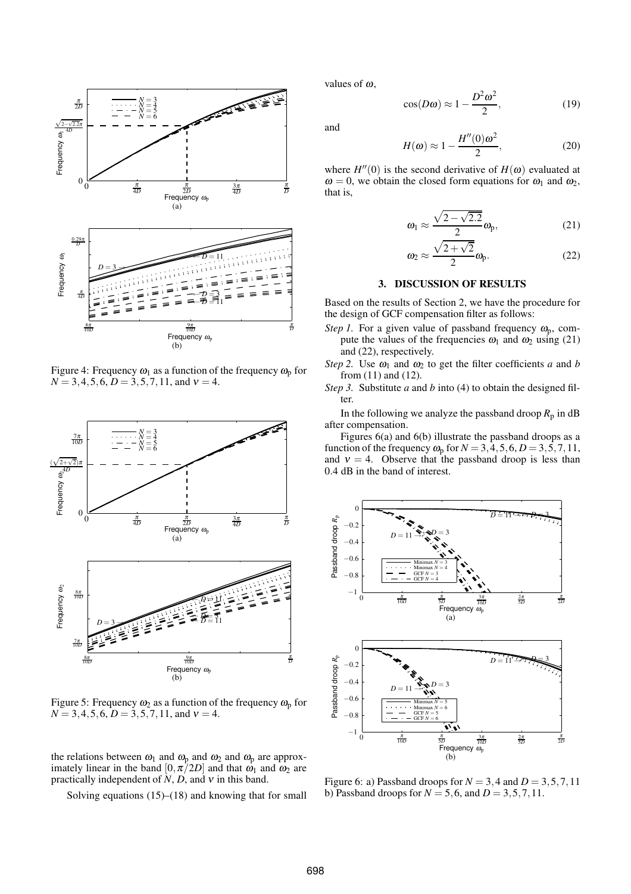Figure 4: Frequency $\omega_l$ as a function of the frequency $\omega_p$ for $N = 3,4,5,6$, $D = 3,5,7,11$, and $\nu = 4$.

Figure 5: Frequency $\omega_2$ as a function of the frequency $\omega_p$ for $N = 3,4,5,6$, $D = 3,5,7,11$, and $\nu = 4$.

the relations between $\omega_l$ and $\omega_p$ and $\omega_2$ and $\omega_p$ are approximately linear in the band $[0,\pi/2D]$ and that $\omega_l$ and $\omega_2$ are practically independent of $N$, $D$, and $\nu$ in this band.

Solving equations (15)–(18) and knowing that for small values of $\omega$,

$$\cos(D\omega) \approx 1 - \frac{D^2\omega^2}{2}, \tag{19}$$

and

$$H(\omega) \approx 1 - \frac{H''(0)\omega^2}{2}, \tag{20}$$

where $H''(0)$ is the second derivative of $H(\omega)$ evaluated at $\omega = 0$, we obtain the closed form equations for $\omega_l$ and $\omega_2$, that is,

$$\omega_l \approx \frac{\sqrt{2-\sqrt{2.2}}}{2}\omega_p, \tag{21}$$

$$\omega_2 \approx \frac{\sqrt{2+\sqrt{2}}}{2}\omega_p. \tag{22}$$

## 3. DISCUSSION OF RESULTS

Based on the results of Section 2, we have the procedure for the design of GCF compensation filter as follows:

*Step 1.* For a given value of passband frequency $\omega_p$, compute the values of the frequencies $\omega_l$ and $\omega_2$ using (21) and (22), respectively.

*Step 2.* Use $\omega_l$ and $\omega_2$ to get the filter coefficients $a$ and $b$ from (11) and (12).

*Step 3.* Substitute $a$ and $b$ into (4) to obtain the designed filter.

In the following we analyze the passband droop $R_p$ in dB after compensation.

Figures 6(a) and 6(b) illustrate the passband droops as a function of the frequency $\omega_p$ for $N = 3,4,5,6$, $D = 3,5,7,11$, and $\nu = 4$. Observe that the passband droop is less than 0.4 dB in the band of interest.

Figure 6: a) Passband droops for $N = 3,4$ and $D = 3,5,7,11$ b) Passband droops for $N = 5,6$, and $D = 3,5,7,11$.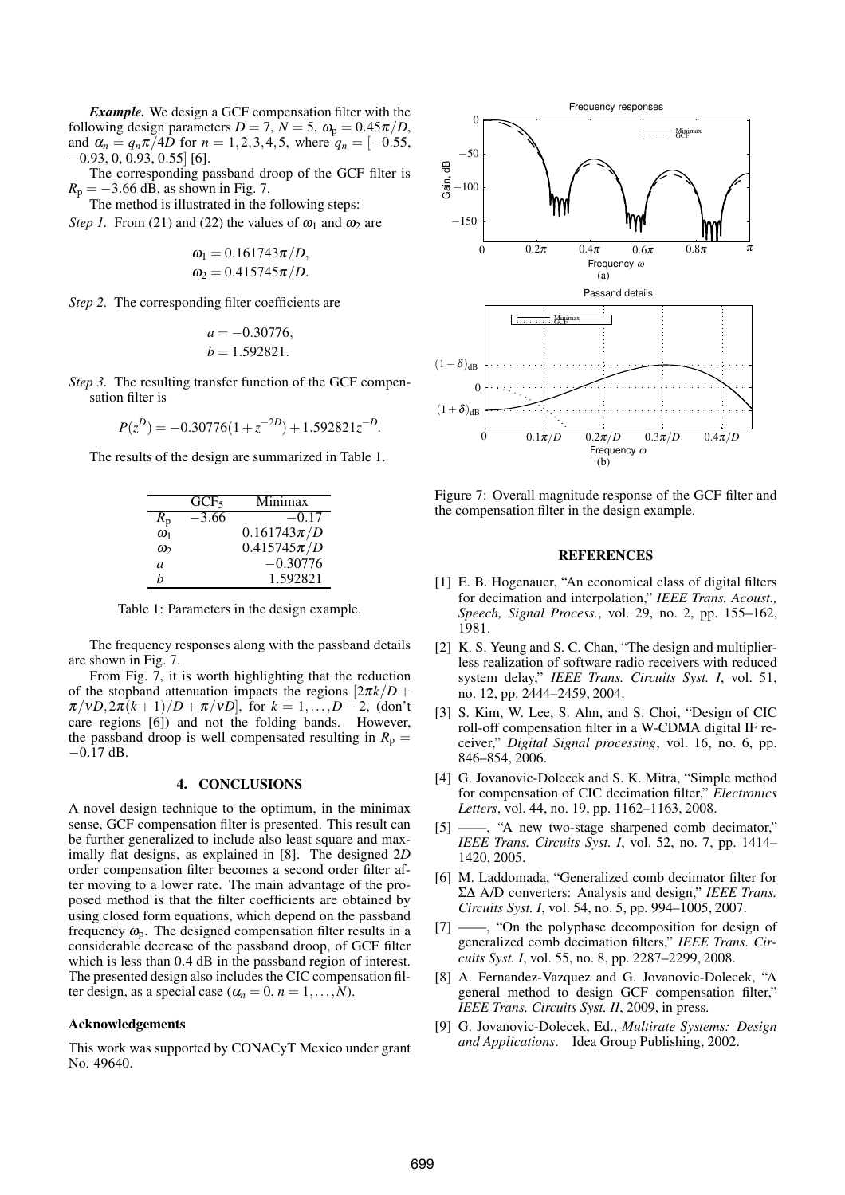***Example.*** We design a GCF compensation filter with the following design parameters $D = 7$, $N = 5$, $\omega_p = 0.45\pi/D$, and $\alpha_n = q_n\pi/4D$ for $n = 1,2,3,4,5$, where $q_n = [-0.55, -0.93, 0, 0.93, 0.55]$ [6].

The corresponding passband droop of the GCF filter is $R_p = -3.66$ dB, as shown in Fig. 7.

The method is illustrated in the following steps:

*Step 1.* From (21) and (22) the values of $\omega_1$ and $\omega_2$ are

$$\omega_1 = 0.161743\pi/D,$$
$$\omega_2 = 0.415745\pi/D.$$

*Step 2.* The corresponding filter coefficients are

$$a = -0.30776,$$
$$b = 1.592821.$$

*Step 3.* The resulting transfer function of the GCF compensation filter is

$$P(z^D) = -0.30776(1+z^{-2D}) + 1.592821z^{-D}.$$

The results of the design are summarized in Table 1.

| | $GCF_5$ | Minimax |
|---|---|---|
| $R_p$ | $-3.66$ | $-0.17$ |
| $\omega_1$ | | $0.161743\pi/D$ |
| $\omega_2$ | | $0.415745\pi/D$ |
| $a$ | | $-0.30776$ |
| $b$ | | $1.592821$ |

Table 1: Parameters in the design example.

The frequency responses along with the passband details are shown in Fig. 7.

From Fig. 7, it is worth highlighting that the reduction of the stopband attenuation impacts the regions $[2\pi k/D + \pi/\nu D, 2\pi(k+1)/D + \pi/\nu D]$, for $k = 1,\ldots,D-2$, (don't care regions [6]) and not the folding bands. However, the passband droop is well compensated resulting in $R_p = -0.17$ dB.

Frequency responses
Gain, dB
0
−50
−100
−150
0 0.2π 0.4π 0.6π 0.8π π
Frequency ω
Minimax
GCF
(a)

Passand details
Minimax
GCF
$(1-\delta)_{dB}$
0
$(1+\delta)_{dB}$
0 $0.1\pi/D$ $0.2\pi/D$ $0.3\pi/D$ $0.4\pi/D$
Frequency ω
(b)

Figure 7: Overall magnitude response of the GCF filter and the compensation filter in the design example.

## 4. CONCLUSIONS

A novel design technique to the optimum, in the minimax sense, GCF compensation filter is presented. This result can be further generalized to include also least square and maximally flat designs, as explained in [8]. The designed $2D$ order compensation filter becomes a second order filter after moving to a lower rate. The main advantage of the proposed method is that the filter coefficients are obtained by using closed form equations, which depend on the passband frequency $\omega_p$. The designed compensation filter results in a considerable decrease of the passband droop, of GCF filter which is less than 0.4 dB in the passband region of interest. The presented design also includes the CIC compensation filter design, as a special case ($\alpha_n = 0$, $n = 1,\ldots,N$).

### Acknowledgements

This work was supported by CONACyT Mexico under grant No. 49640.

## REFERENCES

[1] E. B. Hogenauer, "An economical class of digital filters for decimation and interpolation," *IEEE Trans. Acoust., Speech, Signal Process.*, vol. 29, no. 2, pp. 155–162, 1981.

[2] K. S. Yeung and S. C. Chan, "The design and multiplierless realization of software radio receivers with reduced system delay," *IEEE Trans. Circuits Syst. I*, vol. 51, no. 12, pp. 2444–2459, 2004.

[3] S. Kim, W. Lee, S. Ahn, and S. Choi, "Design of CIC roll-off compensation filter in a W-CDMA digital IF receiver," *Digital Signal processing*, vol. 16, no. 6, pp. 846–854, 2006.

[4] G. Jovanovic-Dolecek and S. K. Mitra, "Simple method for compensation of CIC decimation filter," *Electronics Letters*, vol. 44, no. 19, pp. 1162–1163, 2008.

[5] ——, "A new two-stage sharpened comb decimator," *IEEE Trans. Circuits Syst. I*, vol. 52, no. 7, pp. 1414–1420, 2005.

[6] M. Laddomada, "Generalized comb decimator filter for ΣΔ A/D converters: Analysis and design," *IEEE Trans. Circuits Syst. I*, vol. 54, no. 5, pp. 994–1005, 2007.

[7] ——, "On the polyphase decomposition for design of generalized comb decimation filters," *IEEE Trans. Circuits Syst. I*, vol. 55, no. 8, pp. 2287–2299, 2008.

[8] A. Fernandez-Vazquez and G. Jovanovic-Dolecek, "A general method to design GCF compensation filter," *IEEE Trans. Circuits Syst. II*, 2009, in press.

[9] G. Jovanovic-Dolecek, Ed., *Multirate Systems: Design and Applications*. Idea Group Publishing, 2002.